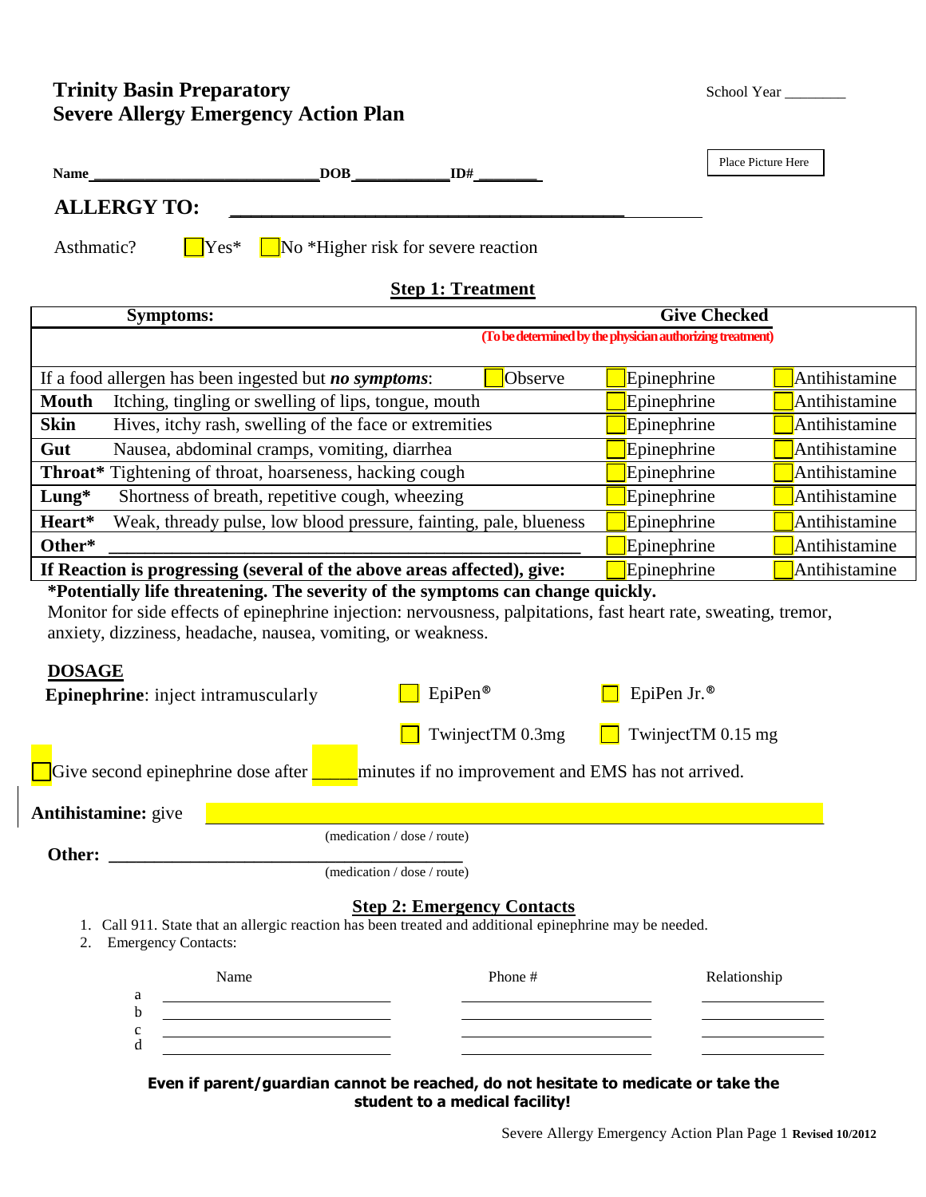# Trinity Basin Preparatory
# Severe Allergy Emergency Action Plan

School Year ________

Place Picture Here

**Name** ______________________________ **DOB** ____________ **ID#** ________

## ALLERGY TO: ____________________________________________

Asthmatic? ☐ Yes* ☐ No *Higher risk for severe reaction

### Step 1: Treatment

| Symptoms: | | Give Checked (To be determined by the physician authorizing treatment) | |
|---|---|---|---|
| If a food allergen has been ingested but ***no symptoms***: | ☐ Observe | ☐ Epinephrine | ☐ Antihistamine |
| **Mouth** Itching, tingling or swelling of lips, tongue, mouth | | ☐ Epinephrine | ☐ Antihistamine |
| **Skin** Hives, itchy rash, swelling of the face or extremities | | ☐ Epinephrine | ☐ Antihistamine |
| **Gut** Nausea, abdominal cramps, vomiting, diarrhea | | ☐ Epinephrine | ☐ Antihistamine |
| **Throat*** Tightening of throat, hoarseness, hacking cough | | ☐ Epinephrine | ☐ Antihistamine |
| **Lung*** Shortness of breath, repetitive cough, wheezing | | ☐ Epinephrine | ☐ Antihistamine |
| **Heart*** Weak, thready pulse, low blood pressure, fainting, pale, blueness | | ☐ Epinephrine | ☐ Antihistamine |
| **Other*** ____________________________________________ | | ☐ Epinephrine | ☐ Antihistamine |
| **If Reaction is progressing (several of the above areas affected), give:** | | ☐ Epinephrine | ☐ Antihistamine |

**\*Potentially life threatening. The severity of the symptoms can change quickly.**

Monitor for side effects of epinephrine injection: nervousness, palpitations, fast heart rate, sweating, tremor, anxiety, dizziness, headache, nausea, vomiting, or weakness.

**DOSAGE**

**Epinephrine**: inject intramuscularly ☐ EpiPen® ☐ EpiPen Jr.®

☐ TwinjectTM 0.3mg ☐ TwinjectTM 0.15 mg

☐ Give second epinephrine dose after _____ minutes if no improvement and EMS has not arrived.

**Antihistamine:** give ____________________________________________

(medication / dose / route)

**Other:** ____________________________________________

(medication / dose / route)

### Step 2: Emergency Contacts

1. Call 911. State that an allergic reaction has been treated and additional epinephrine may be needed.
2. Emergency Contacts:

| | Name | Phone # | Relationship |
|---|---|---|---|
| a | | | |
| b | | | |
| c | | | |
| d | | | |

**Even if parent/guardian cannot be reached, do not hesitate to medicate or take the student to a medical facility!**

Severe Allergy Emergency Action Plan Page 1 **Revised 10/2012**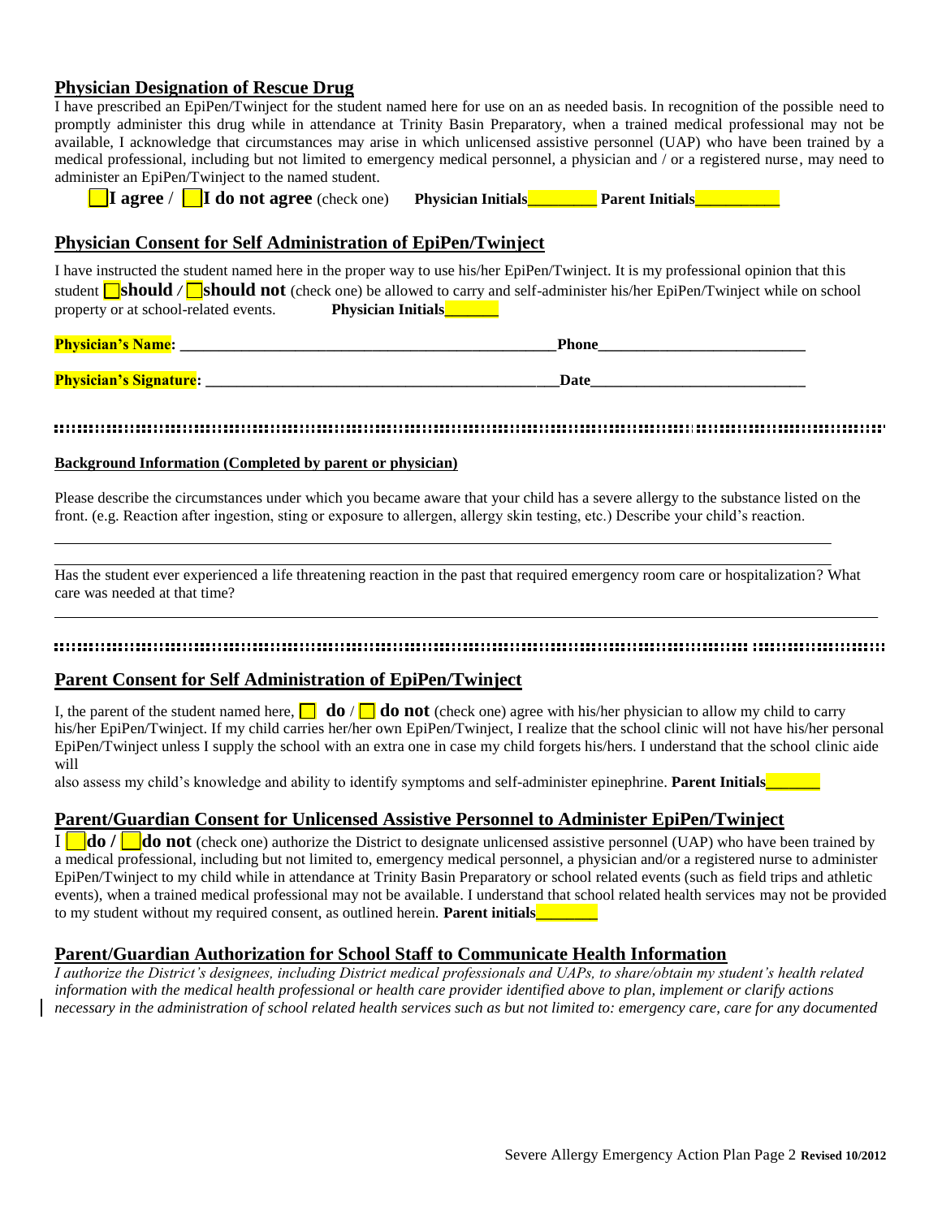## Physician Designation of Rescue Drug

I have prescribed an EpiPen/Twinject for the student named here for use on an as needed basis. In recognition of the possible need to promptly administer this drug while in attendance at Trinity Basin Preparatory, when a trained medical professional may not be available, I acknowledge that circumstances may arise in which unlicensed assistive personnel (UAP) who have been trained by a medical professional, including but not limited to emergency medical personnel, a physician and / or a registered nurse, may need to administer an EpiPen/Twinject to the named student.

☐ **I agree** / ☐ **I do not agree** (check one) **Physician Initials**________ **Parent Initials**__________

## Physician Consent for Self Administration of EpiPen/Twinject

I have instructed the student named here in the proper way to use his/her EpiPen/Twinject. It is my professional opinion that this student ☐ **should** / ☐ **should not** (check one) be allowed to carry and self-administer his/her EpiPen/Twinject while on school property or at school-related events. **Physician Initials**_______

**Physician's Name:** _______________________________________________ **Phone**__________________________

**Physician's Signature:** ___________________________________________ **Date**___________________________

---

**Background Information (Completed by parent or physician)**

Please describe the circumstances under which you became aware that your child has a severe allergy to the substance listed on the front. (e.g. Reaction after ingestion, sting or exposure to allergen, allergy skin testing, etc.) Describe your child's reaction.

_____________________________________________________________________________________________

_____________________________________________________________________________________________

Has the student ever experienced a life threatening reaction in the past that required emergency room care or hospitalization? What care was needed at that time?

_____________________________________________________________________________________________

---

## Parent Consent for Self Administration of EpiPen/Twinject

I, the parent of the student named here, ☐ **do** / ☐ **do not** (check one) agree with his/her physician to allow my child to carry his/her EpiPen/Twinject. If my child carries her/her own EpiPen/Twinject, I realize that the school clinic will not have his/her personal EpiPen/Twinject unless I supply the school with an extra one in case my child forgets his/hers. I understand that the school clinic aide will

also assess my child's knowledge and ability to identify symptoms and self-administer epinephrine. **Parent Initials**_______

## Parent/Guardian Consent for Unlicensed Assistive Personnel to Administer EpiPen/Twinject

I ☐ **do** / ☐ **do not** (check one) authorize the District to designate unlicensed assistive personnel (UAP) who have been trained by a medical professional, including but not limited to, emergency medical personnel, a physician and/or a registered nurse to administer EpiPen/Twinject to my child while in attendance at Trinity Basin Preparatory or school related events (such as field trips and athletic events), when a trained medical professional may not be available. I understand that school related health services may not be provided to my student without my required consent, as outlined herein. **Parent initials**________

## Parent/Guardian Authorization for School Staff to Communicate Health Information

*I authorize the District's designees, including District medical professionals and UAPs, to share/obtain my student's health related information with the medical health professional or health care provider identified above to plan, implement or clarify actions necessary in the administration of school related health services such as but not limited to: emergency care, care for any documented*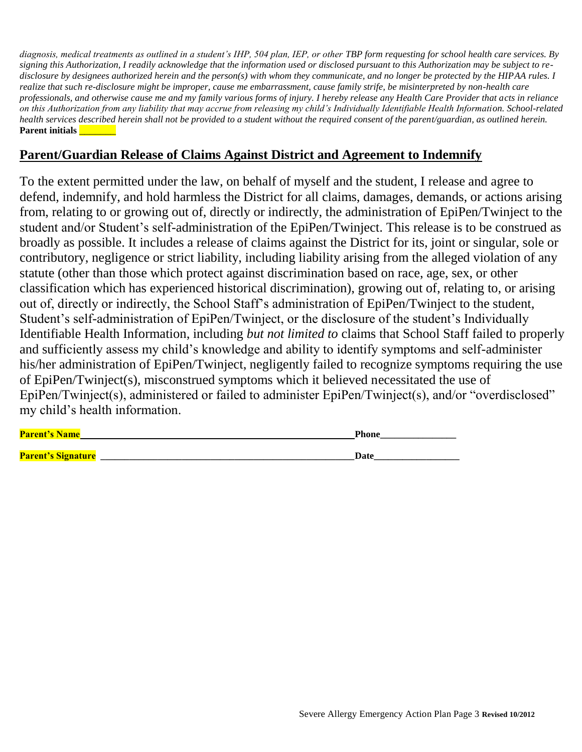*diagnosis, medical treatments as outlined in a student's IHP, 504 plan, IEP, or other TBP form requesting for school health care services. By signing this Authorization, I readily acknowledge that the information used or disclosed pursuant to this Authorization may be subject to re-disclosure by designees authorized herein and the person(s) with whom they communicate, and no longer be protected by the HIPAA rules. I realize that such re-disclosure might be improper, cause me embarrassment, cause family strife, be misinterpreted by non-health care professionals, and otherwise cause me and my family various forms of injury. I hereby release any Health Care Provider that acts in reliance on this Authorization from any liability that may accrue from releasing my child's Individually Identifiable Health Information. School-related health services described herein shall not be provided to a student without the required consent of the parent/guardian, as outlined herein.*
**Parent initials** ________

## Parent/Guardian Release of Claims Against District and Agreement to Indemnify

To the extent permitted under the law, on behalf of myself and the student, I release and agree to defend, indemnify, and hold harmless the District for all claims, damages, demands, or actions arising from, relating to or growing out of, directly or indirectly, the administration of EpiPen/Twinject to the student and/or Student's self-administration of the EpiPen/Twinject. This release is to be construed as broadly as possible. It includes a release of claims against the District for its, joint or singular, sole or contributory, negligence or strict liability, including liability arising from the alleged violation of any statute (other than those which protect against discrimination based on race, age, sex, or other classification which has experienced historical discrimination), growing out of, relating to, or arising out of, directly or indirectly, the School Staff's administration of EpiPen/Twinject to the student, Student's self-administration of EpiPen/Twinject, or the disclosure of the student's Individually Identifiable Health Information, including *but not limited to* claims that School Staff failed to properly and sufficiently assess my child's knowledge and ability to identify symptoms and self-administer his/her administration of EpiPen/Twinject, negligently failed to recognize symptoms requiring the use of EpiPen/Twinject(s), misconstrued symptoms which it believed necessitated the use of EpiPen/Twinject(s), administered or failed to administer EpiPen/Twinject(s), and/or "overdisclosed" my child's health information.

**Parent's Name** ________________________________________________ **Phone** _______________

**Parent's Signature** ________________________________________________ **Date** _________________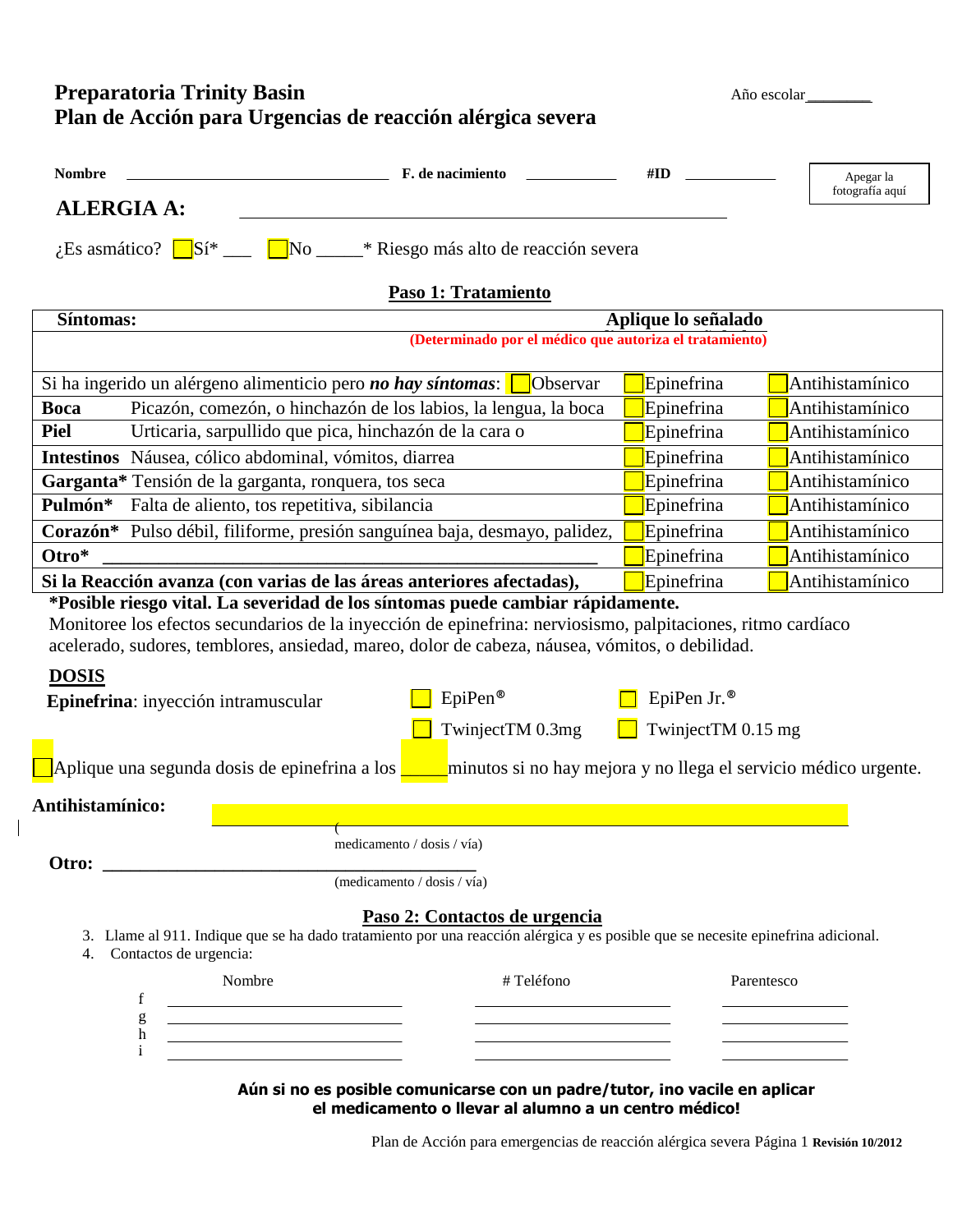**Preparatoria Trinity Basin**
**Plan de Acción para Urgencias de reacción alérgica severa**

Año escolar________

**Nombre** ________________________________ **F. de nacimiento** ___________ **#ID** ___________

Apegar la fotografía aquí

## ALERGIA A: ____________________________________________

¿Es asmático? ☐Sí* ___ ☐No _____* Riesgo más alto de reacción severa

### Paso 1: Tratamiento

| **Síntomas:** | **Aplique lo señalado** (Determinado por el médico que autoriza el tratamiento) | |
|---|---|---|
| Si ha ingerido un alérgeno alimenticio pero ***no hay síntomas***: ☐Observar | ☐Epinefrina | ☐Antihistamínico |
| **Boca** Picazón, comezón, o hinchazón de los labios, la lengua, la boca | ☐Epinefrina | ☐Antihistamínico |
| **Piel** Urticaria, sarpullido que pica, hinchazón de la cara o | ☐Epinefrina | ☐Antihistamínico |
| **Intestinos** Náusea, cólico abdominal, vómitos, diarrea | ☐Epinefrina | ☐Antihistamínico |
| **Garganta*** Tensión de la garganta, ronquera, tos seca | ☐Epinefrina | ☐Antihistamínico |
| **Pulmón*** Falta de aliento, tos repetitiva, sibilancia | ☐Epinefrina | ☐Antihistamínico |
| **Corazón*** Pulso débil, filiforme, presión sanguínea baja, desmayo, palidez, | ☐Epinefrina | ☐Antihistamínico |
| **Otro*** ____________________________________________ | ☐Epinefrina | ☐Antihistamínico |
| **Si la Reacción avanza (con varias de las áreas anteriores afectadas),** | ☐Epinefrina | ☐Antihistamínico |

**\*Posible riesgo vital. La severidad de los síntomas puede cambiar rápidamente.**
Monitoree los efectos secundarios de la inyección de epinefrina: nerviosismo, palpitaciones, ritmo cardíaco acelerado, sudores, temblores, ansiedad, mareo, dolor de cabeza, náusea, vómitos, o debilidad.

**DOSIS**

**Epinefrina**: inyección intramuscular ☐ EpiPen® ☐ EpiPen Jr.®
☐ TwinjectTM 0.3mg ☐ TwinjectTM 0.15 mg

☐Aplique una segunda dosis de epinefrina a los _____minutos si no hay mejora y no llega el servicio médico urgente.

**Antihistamínico:** ____________________________________________
(medicamento / dosis / vía)

**Otro:** ____________________________________________
(medicamento / dosis / vía)

### Paso 2: Contactos de urgencia

3. Llame al 911. Indique que se ha dado tratamiento por una reacción alérgica y es posible que se necesite epinefrina adicional.
4. Contactos de urgencia:

| | Nombre | # Teléfono | Parentesco |
|---|---|---|---|
| f | | | |
| g | | | |
| h | | | |
| i | | | |

**Aún si no es posible comunicarse con un padre/tutor, ¡no vacile en aplicar el medicamento o llevar al alumno a un centro médico!**

Plan de Acción para emergencias de reacción alérgica severa Página 1 **Revisión 10/2012**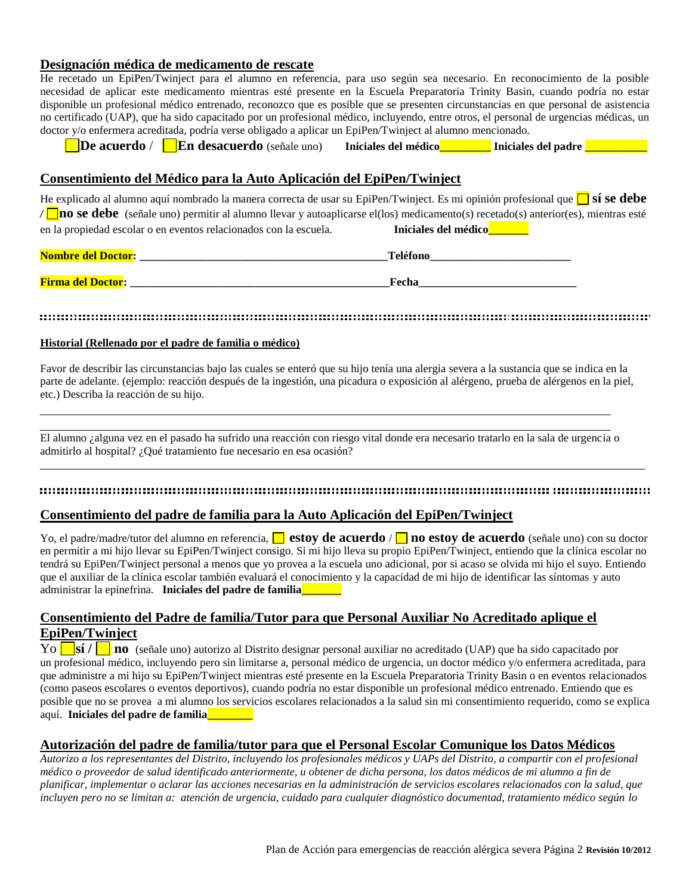## Designación médica de medicamento de rescate

He recetado un EpiPen/Twinject para el alumno en referencia, para uso según sea necesario. En reconocimiento de la posible necesidad de aplicar este medicamento mientras esté presente en la Escuela Preparatoria Trinity Basin, cuando podría no estar disponible un profesional médico entrenado, reconozco que es posible que se presenten circunstancias en que personal de asistencia no certificado (UAP), que ha sido capacitado por un profesional médico, incluyendo, entre otros, el personal de urgencias médicas, un doctor y/o enfermera acreditada, podría verse obligado a aplicar un EpiPen/Twinject al alumno mencionado.

☐ **De acuerdo** / ☐ **En desacuerdo** (señale uno) **Iniciales del médico**________ **Iniciales del padre** __________

## Consentimiento del Médico para la Auto Aplicación del EpiPen/Twinject

He explicado al alumno aquí nombrado la manera correcta de usar su EpiPen/Twinject. Es mi opinión profesional que ☐ **sí se debe** / ☐ **no se debe** (señale uno) permitir al alumno llevar y autoaplicarse el(los) medicamento(s) recetado(s) anterior(es), mientras esté en la propiedad escolar o en eventos relacionados con la escuela. **Iniciales del médico**_______

**Nombre del Doctor:** ___________________________________________ **Teléfono**_________________________

**Firma del Doctor:** _______________________________________________ **Fecha**____________________________

---

**Historial (Rellenado por el padre de familia o médico)**

Favor de describir las circunstancias bajo las cuales se enteró que su hijo tenía una alergia severa a la sustancia que se indica en la parte de adelante. (ejemplo: reacción después de la ingestión, una picadura o exposición al alérgeno, prueba de alérgenos en la piel, etc.) Describa la reacción de su hijo.

_______________________________________________________________________________________________

_______________________________________________________________________________________________

El alumno ¿alguna vez en el pasado ha sufrido una reacción con riesgo vital donde era necesario tratarlo en la sala de urgencia o admitirlo al hospital? ¿Qué tratamiento fue necesario en esa ocasión?

_______________________________________________________________________________________________

---

## Consentimiento del padre de familia para la Auto Aplicación del EpiPen/Twinject

Yo, el padre/madre/tutor del alumno en referencia, ☐ **estoy de acuerdo** / ☐ **no estoy de acuerdo** (señale uno) con su doctor en permitir a mi hijo llevar su EpiPen/Twinject consigo. Si mi hijo lleva su propio EpiPen/Twinject, entiendo que la clínica escolar no tendrá su EpiPen/Twinject personal a menos que yo provea a la escuela uno adicional, por si acaso se olvida mi hijo el suyo. Entiendo que el auxiliar de la clínica escolar también evaluará el conocimiento y la capacidad de mi hijo de identificar las síntomas y auto administrar la epinefrina. **Iniciales del padre de familia**_______

## Consentimiento del Padre de familia/Tutor para que Personal Auxiliar No Acreditado aplique el EpiPen/Twinject

Yo ☐ **sí** / ☐ **no** (señale uno) autorizo al Distrito designar personal auxiliar no acreditado (UAP) que ha sido capacitado por un profesional médico, incluyendo pero sin limitarse a, personal médico de urgencia, un doctor médico y/o enfermera acreditada, para que administre a mi hijo su EpiPen/Twinject mientras esté presente en la Escuela Preparatoria Trinity Basin o en eventos relacionados (como paseos escolares o eventos deportivos), cuando podría no estar disponible un profesional médico entrenado. Entiendo que es posible que no se provea a mi alumno los servicios escolares relacionados a la salud sin mi consentimiento requerido, como se explica aquí. **Iniciales del padre de familia**________

## Autorización del padre de familia/tutor para que el Personal Escolar Comunique los Datos Médicos

*Autorizo a los representantes del Distrito, incluyendo los profesionales médicos y UAPs del Distrito, a compartir con el profesional médico o proveedor de salud identificado anteriormente, u obtener de dicha persona, los datos médicos de mi alumno a fin de planificar, implementar o aclarar las acciones necesarias en la administración de servicios escolares relacionados con la salud, que incluyen pero no se limitan a: atención de urgencia, cuidado para cualquier diagnóstico documentad, tratamiento médico según lo*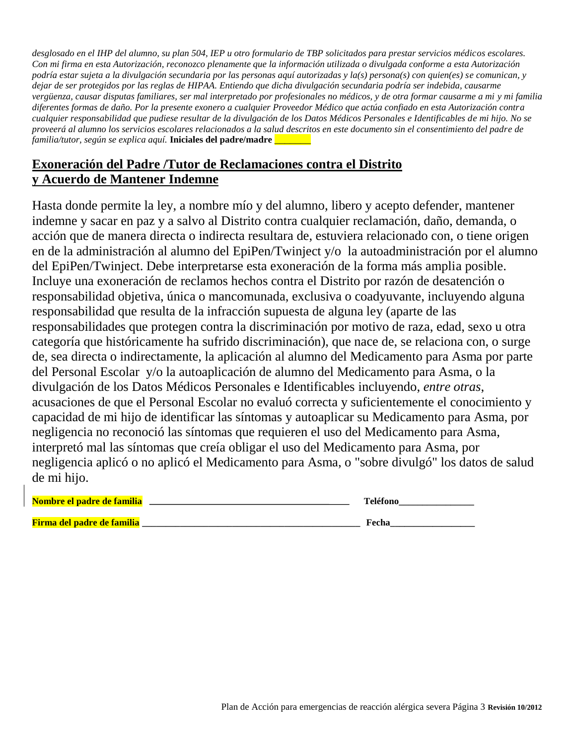*desglosado en el IHP del alumno, su plan 504, IEP u otro formulario de TBP solicitados para prestar servicios médicos escolares. Con mi firma en esta Autorización, reconozco plenamente que la información utilizada o divulgada conforme a esta Autorización podría estar sujeta a la divulgación secundaria por las personas aquí autorizadas y la(s) persona(s) con quien(es) se comunican, y dejar de ser protegidos por las reglas de HIPAA. Entiendo que dicha divulgación secundaria podría ser indebida, causarme vergüenza, causar disputas familiares, ser mal interpretado por profesionales no médicos, y de otra formar causarme a mi y mi familia diferentes formas de daño. Por la presente exonero a cualquier Proveedor Médico que actúa confiado en esta Autorización contra cualquier responsabilidad que pudiese resultar de la divulgación de los Datos Médicos Personales e Identificables de mi hijo. No se proveerá al alumno los servicios escolares relacionados a la salud descritos en este documento sin el consentimiento del padre de familia/tutor, según se explica aquí.* **Iniciales del padre/madre ________**

## Exoneración del Padre /Tutor de Reclamaciones contra el Distrito y Acuerdo de Mantener Indemne

Hasta donde permite la ley, a nombre mío y del alumno, libero y acepto defender, mantener indemne y sacar en paz y a salvo al Distrito contra cualquier reclamación, daño, demanda, o acción que de manera directa o indirecta resultara de, estuviera relacionado con, o tiene origen en de la administración al alumno del EpiPen/Twinject y/o la autoadministración por el alumno del EpiPen/Twinject. Debe interpretarse esta exoneración de la forma más amplia posible. Incluye una exoneración de reclamos hechos contra el Distrito por razón de desatención o responsabilidad objetiva, única o mancomunada, exclusiva o coadyuvante, incluyendo alguna responsabilidad que resulta de la infracción supuesta de alguna ley (aparte de las responsabilidades que protegen contra la discriminación por motivo de raza, edad, sexo u otra categoría que históricamente ha sufrido discriminación), que nace de, se relaciona con, o surge de, sea directa o indirectamente, la aplicación al alumno del Medicamento para Asma por parte del Personal Escolar y/o la autoaplicación de alumno del Medicamento para Asma, o la divulgación de los Datos Médicos Personales e Identificables incluyendo, *entre otras*, acusaciones de que el Personal Escolar no evaluó correcta y suficientemente el conocimiento y capacidad de mi hijo de identificar las síntomas y autoaplicar su Medicamento para Asma, por negligencia no reconoció las síntomas que requieren el uso del Medicamento para Asma, interpretó mal las síntomas que creía obligar el uso del Medicamento para Asma, por negligencia aplicó o no aplicó el Medicamento para Asma, o "sobre divulgó" los datos de salud de mi hijo.

**Nombre el padre de familia** ________________________________________ **Teléfono**________________

**Firma del padre de familia** _____________________________________________ **Fecha**__________________